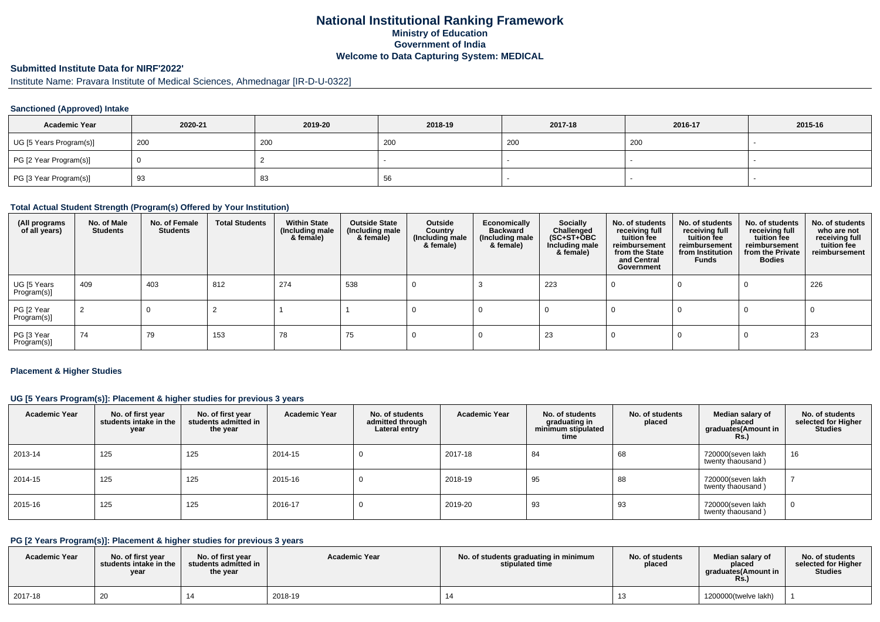# National Institutional Ranking Framework
## Ministry of Education
## Government of India
## Welcome to Data Capturing System: MEDICAL

### Submitted Institute Data for NIRF'2022'

Institute Name: Pravara Institute of Medical Sciences, Ahmednagar [IR-D-U-0322]

### Sanctioned (Approved) Intake

| Academic Year | 2020-21 | 2019-20 | 2018-19 | 2017-18 | 2016-17 | 2015-16 |
|---|---|---|---|---|---|---|
| UG [5 Years Program(s)] | 200 | 200 | 200 | 200 | 200 | - |
| PG [2 Year Program(s)] | 0 | 2 | - | - | - | - |
| PG [3 Year Program(s)] | 93 | 83 | 56 | - | - | - |

### Total Actual Student Strength (Program(s) Offered by Your Institution)

| (All programs of all years) | No. of Male Students | No. of Female Students | Total Students | Within State (Including male & female) | Outside State (Including male & female) | Outside Country (Including male & female) | Economically Backward (Including male & female) | Socially Challenged (SC+ST+OBC Including male & female) | No. of students receiving full tuition fee reimbursement from the State and Central Government | No. of students receiving full tuition fee reimbursement from Institution Funds | No. of students receiving full tuition fee reimbursement from the Private Bodies | No. of students who are not receiving full tuition fee reimbursement |
|---|---|---|---|---|---|---|---|---|---|---|---|---|
| UG [5 Years Program(s)] | 409 | 403 | 812 | 274 | 538 | 0 | 3 | 223 | 0 | 0 | 0 | 226 |
| PG [2 Year Program(s)] | 2 | 0 | 2 | 1 | 1 | 0 | 0 | 0 | 0 | 0 | 0 | 0 |
| PG [3 Year Program(s)] | 74 | 79 | 153 | 78 | 75 | 0 | 0 | 23 | 0 | 0 | 0 | 23 |

### Placement & Higher Studies

#### UG [5 Years Program(s)]: Placement & higher studies for previous 3 years

| Academic Year | No. of first year students intake in the year | No. of first year students admitted in the year | Academic Year | No. of students admitted through Lateral entry | Academic Year | No. of students graduating in minimum stipulated time | No. of students placed | Median salary of placed graduates(Amount in Rs.) | No. of students selected for Higher Studies |
|---|---|---|---|---|---|---|---|---|---|
| 2013-14 | 125 | 125 | 2014-15 | 0 | 2017-18 | 84 | 68 | 720000(seven lakh twenty thaousand ) | 16 |
| 2014-15 | 125 | 125 | 2015-16 | 0 | 2018-19 | 95 | 88 | 720000(seven lakh twenty thaousand ) | 7 |
| 2015-16 | 125 | 125 | 2016-17 | 0 | 2019-20 | 93 | 93 | 720000(seven lakh twenty thaousand ) | 0 |

#### PG [2 Years Program(s)]: Placement & higher studies for previous 3 years

| Academic Year | No. of first year students intake in the year | No. of first year students admitted in the year | Academic Year | No. of students graduating in minimum stipulated time | No. of students placed | Median salary of placed graduates(Amount in Rs.) | No. of students selected for Higher Studies |
|---|---|---|---|---|---|---|---|
| 2017-18 | 20 | 14 | 2018-19 | 14 | 13 | 1200000(twelve lakh) | 1 |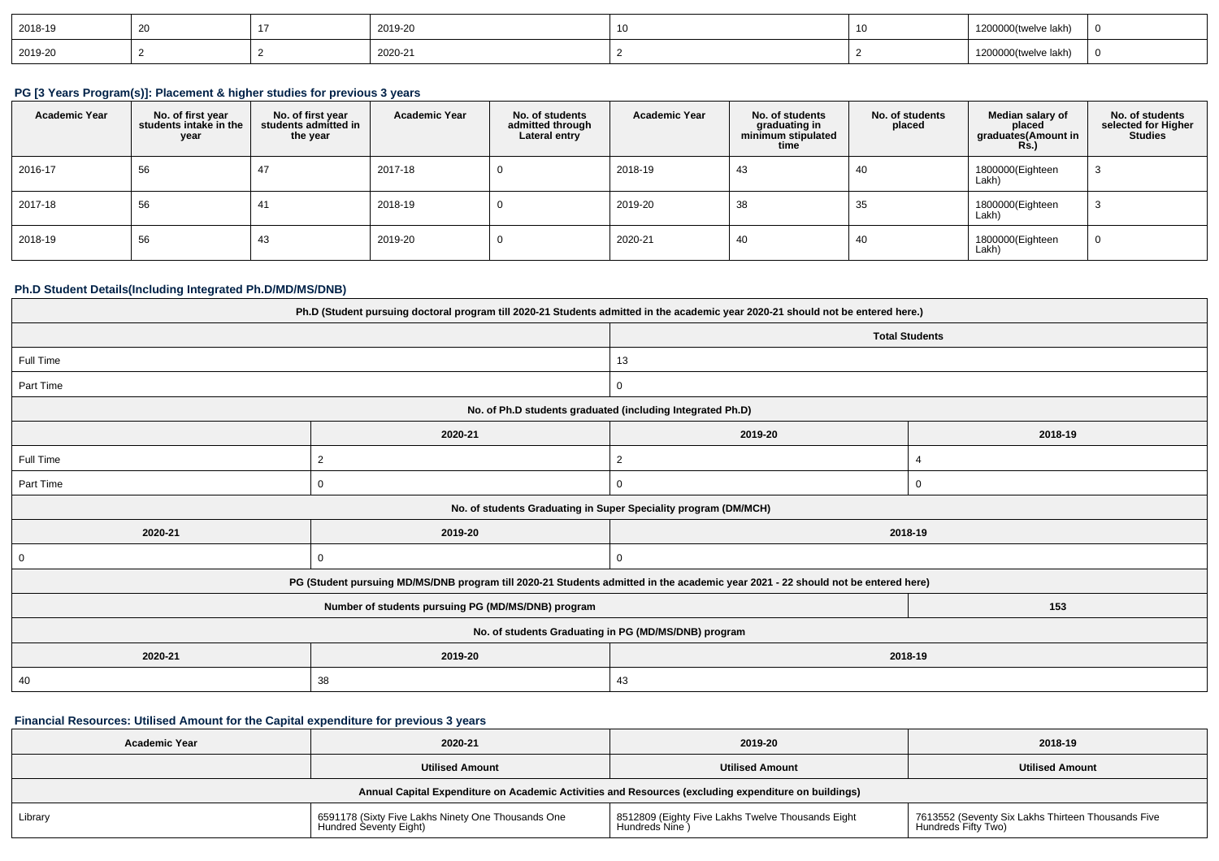| 2018-19 | 20 | 17 | 2019-20 | 10 | 10 | 1200000(twelve lakh) | 0 |
|---|---|---|---|---|---|---|---|
| 2019-20 | 2 | 2 | 2020-21 | 2 | 2 | 1200000(twelve lakh) | 0 |

### PG [3 Years Program(s)]: Placement & higher studies for previous 3 years

| Academic Year | No. of first year students intake in the year | No. of first year students admitted in the year | Academic Year | No. of students admitted through Lateral entry | Academic Year | No. of students graduating in minimum stipulated time | No. of students placed | Median salary of placed graduates(Amount in Rs.) | No. of students selected for Higher Studies |
|---|---|---|---|---|---|---|---|---|---|
| 2016-17 | 56 | 47 | 2017-18 | 0 | 2018-19 | 43 | 40 | 1800000(Eighteen Lakh) | 3 |
| 2017-18 | 56 | 41 | 2018-19 | 0 | 2019-20 | 38 | 35 | 1800000(Eighteen Lakh) | 3 |
| 2018-19 | 56 | 43 | 2019-20 | 0 | 2020-21 | 40 | 40 | 1800000(Eighteen Lakh) | 0 |

### Ph.D Student Details(Including Integrated Ph.D/MD/MS/DNB)

| Ph.D (Student pursuing doctoral program till 2020-21 Students admitted in the academic year 2020-21 should not be entered here.) | | | |
|---|---|---|---|
| | | Total Students | |
| Full Time | | 13 | |
| Part Time | | 0 | |
| No. of Ph.D students graduated (including Integrated Ph.D) | | | |
| | 2020-21 | 2019-20 | 2018-19 |
| Full Time | 2 | 2 | 4 |
| Part Time | 0 | 0 | 0 |
| No. of students Graduating in Super Speciality program (DM/MCH) | | | |
| 2020-21 | 2019-20 | 2018-19 | |
| 0 | 0 | 0 | |
| PG (Student pursuing MD/MS/DNB program till 2020-21 Students admitted in the academic year 2021 - 22 should not be entered here) | | | |
| Number of students pursuing PG (MD/MS/DNB) program | | | 153 |
| No. of students Graduating in PG (MD/MS/DNB) program | | | |
| 2020-21 | 2019-20 | 2018-19 | |
| 40 | 38 | 43 | |

### Financial Resources: Utilised Amount for the Capital expenditure for previous 3 years

| Academic Year | 2020-21 | 2019-20 | 2018-19 |
|---|---|---|---|
| | Utilised Amount | Utilised Amount | Utilised Amount |
| Annual Capital Expenditure on Academic Activities and Resources (excluding expenditure on buildings) | | | |
| Library | 6591178 (Sixty Five Lakhs Ninety One Thousands One Hundred Seventy Eight) | 8512809 (Eighty Five Lakhs Twelve Thousands Eight Hundreds Nine ) | 7613552 (Seventy Six Lakhs Thirteen Thousands Five Hundreds Fifty Two) |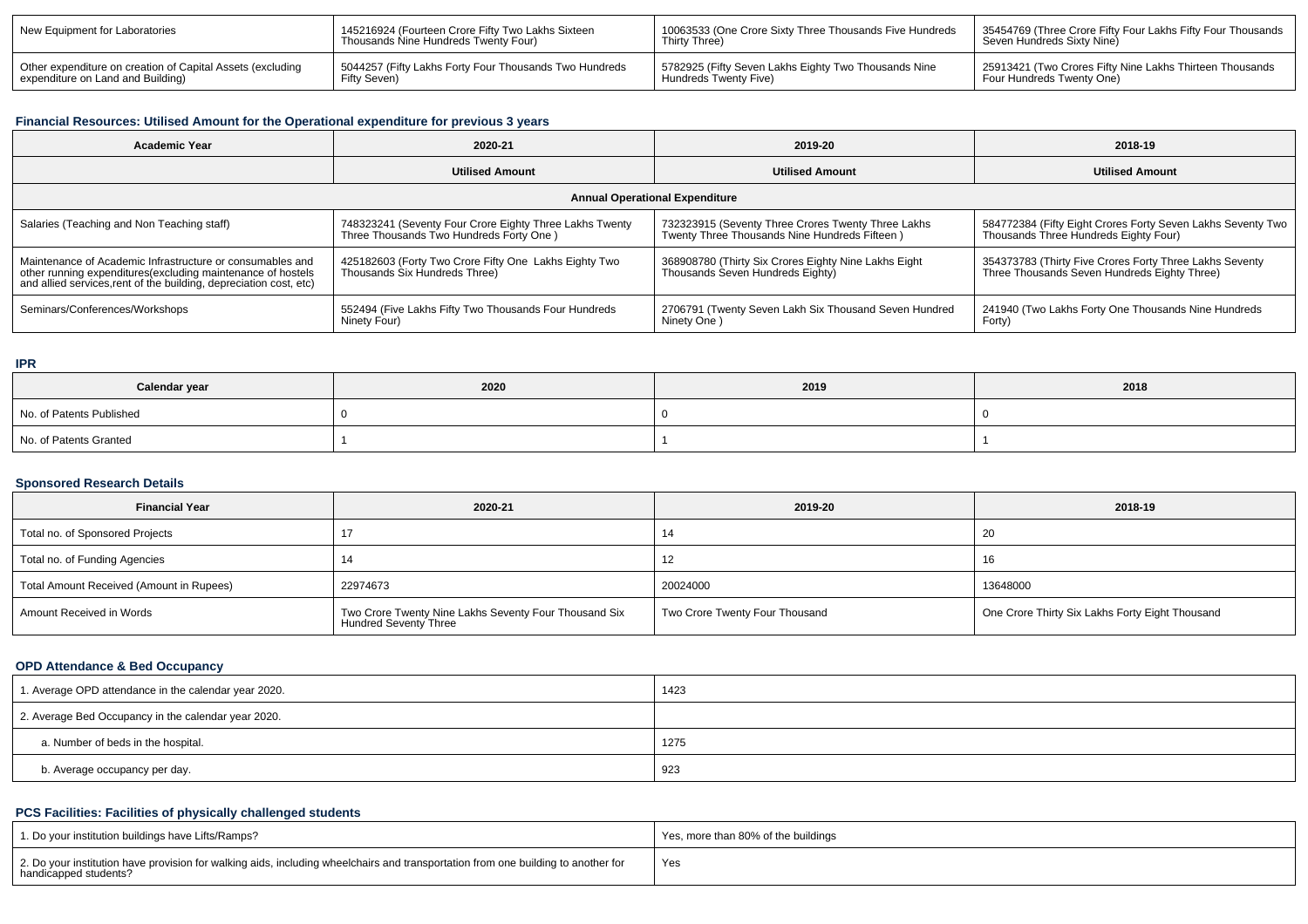| New Equipment for Laboratories | 145216924 (Fourteen Crore Fifty Two Lakhs Sixteen Thousands Nine Hundreds Twenty Four) | 10063533 (One Crore Sixty Three Thousands Five Hundreds Thirty Three) | 35454769 (Three Crore Fifty Four Lakhs Fifty Four Thousands Seven Hundreds Sixty Nine) |
|---|---|---|---|
| Other expenditure on creation of Capital Assets (excluding expenditure on Land and Building) | 5044257 (Fifty Lakhs Forty Four Thousands Two Hundreds Fifty Seven) | 5782925 (Fifty Seven Lakhs Eighty Two Thousands Nine Hundreds Twenty Five) | 25913421 (Two Crores Fifty Nine Lakhs Thirteen Thousands Four Hundreds Twenty One) |

### Financial Resources: Utilised Amount for the Operational expenditure for previous 3 years

| Academic Year | 2020-21 | 2019-20 | 2018-19 |
|---|---|---|---|
| | Utilised Amount | Utilised Amount | Utilised Amount |
| Annual Operational Expenditure | | | |
| Salaries (Teaching and Non Teaching staff) | 748323241 (Seventy Four Crore Eighty Three Lakhs Twenty Three Thousands Two Hundreds Forty One ) | 732323915 (Seventy Three Crores Twenty Three Lakhs Twenty Three Thousands Nine Hundreds Fifteen ) | 584772384 (Fifty Eight Crores Forty Seven Lakhs Seventy Two Thousands Three Hundreds Eighty Four) |
| Maintenance of Academic Infrastructure or consumables and other running expenditures(excluding maintenance of hostels and allied services,rent of the building, depreciation cost, etc) | 425182603 (Forty Two Crore Fifty One Lakhs Eighty Two Thousands Six Hundreds Three) | 368908780 (Thirty Six Crores Eighty Nine Lakhs Eight Thousands Seven Hundreds Eighty) | 354373783 (Thirty Five Crores Forty Three Lakhs Seventy Three Thousands Seven Hundreds Eighty Three) |
| Seminars/Conferences/Workshops | 552494 (Five Lakhs Fifty Two Thousands Four Hundreds Ninety Four) | 2706791 (Twenty Seven Lakh Six Thousand Seven Hundred Ninety One ) | 241940 (Two Lakhs Forty One Thousands Nine Hundreds Forty) |

### IPR

| Calendar year | 2020 | 2019 | 2018 |
|---|---|---|---|
| No. of Patents Published | 0 | 0 | 0 |
| No. of Patents Granted | 1 | 1 | 1 |

### Sponsored Research Details

| Financial Year | 2020-21 | 2019-20 | 2018-19 |
|---|---|---|---|
| Total no. of Sponsored Projects | 17 | 14 | 20 |
| Total no. of Funding Agencies | 14 | 12 | 16 |
| Total Amount Received (Amount in Rupees) | 22974673 | 20024000 | 13648000 |
| Amount Received in Words | Two Crore Twenty Nine Lakhs Seventy Four Thousand Six Hundred Seventy Three | Two Crore Twenty Four Thousand | One Crore Thirty Six Lakhs Forty Eight Thousand |

### OPD Attendance & Bed Occupancy

| 1. Average OPD attendance in the calendar year 2020. | 1423 |
|---|---|
| 2. Average Bed Occupancy in the calendar year 2020. | |
| a. Number of beds in the hospital. | 1275 |
| b. Average occupancy per day. | 923 |

### PCS Facilities: Facilities of physically challenged students

| 1. Do your institution buildings have Lifts/Ramps? | Yes, more than 80% of the buildings |
|---|---|
| 2. Do your institution have provision for walking aids, including wheelchairs and transportation from one building to another for handicapped students? | Yes |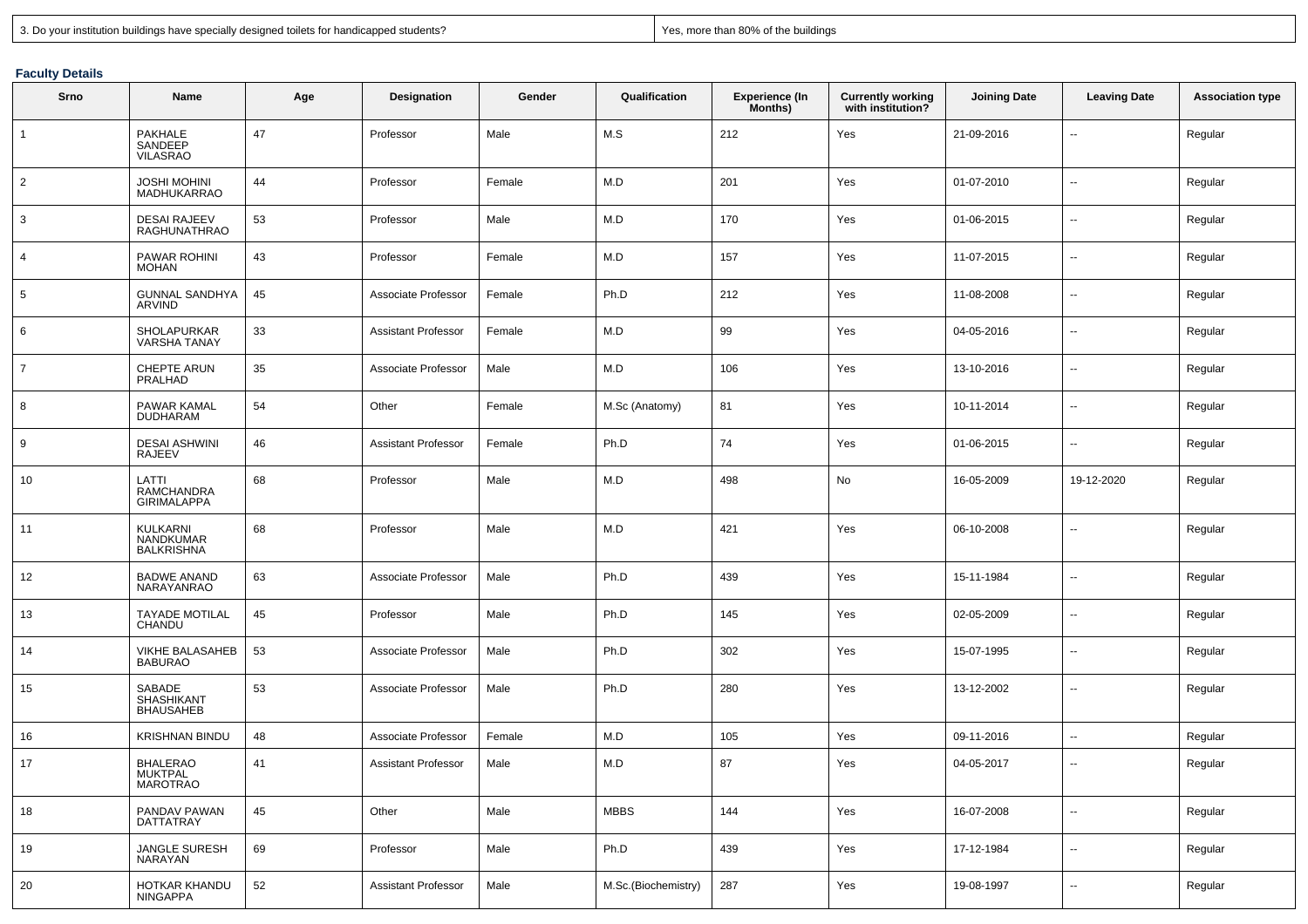| 3. Do your institution buildings have specially designed toilets for handicapped students? | Yes, more than 80% of the buildings |
|---|---|

### Faculty Details

| Srno | Name | Age | Designation | Gender | Qualification | Experience (In Months) | Currently working with institution? | Joining Date | Leaving Date | Association type |
|---|---|---|---|---|---|---|---|---|---|---|
| 1 | PAKHALE SANDEEP VILASRAO | 47 | Professor | Male | M.S | 212 | Yes | 21-09-2016 | -- | Regular |
| 2 | JOSHI MOHINI MADHUKARRAO | 44 | Professor | Female | M.D | 201 | Yes | 01-07-2010 | -- | Regular |
| 3 | DESAI RAJEEV RAGHUNATHRAO | 53 | Professor | Male | M.D | 170 | Yes | 01-06-2015 | -- | Regular |
| 4 | PAWAR ROHINI MOHAN | 43 | Professor | Female | M.D | 157 | Yes | 11-07-2015 | -- | Regular |
| 5 | GUNNAL SANDHYA ARVIND | 45 | Associate Professor | Female | Ph.D | 212 | Yes | 11-08-2008 | -- | Regular |
| 6 | SHOLAPURKAR VARSHA TANAY | 33 | Assistant Professor | Female | M.D | 99 | Yes | 04-05-2016 | -- | Regular |
| 7 | CHEPTE ARUN PRALHAD | 35 | Associate Professor | Male | M.D | 106 | Yes | 13-10-2016 | -- | Regular |
| 8 | PAWAR KAMAL DUDHARAM | 54 | Other | Female | M.Sc (Anatomy) | 81 | Yes | 10-11-2014 | -- | Regular |
| 9 | DESAI ASHWINI RAJEEV | 46 | Assistant Professor | Female | Ph.D | 74 | Yes | 01-06-2015 | -- | Regular |
| 10 | LATTI RAMCHANDRA GIRIMALAPPA | 68 | Professor | Male | M.D | 498 | No | 16-05-2009 | 19-12-2020 | Regular |
| 11 | KULKARNI NANDKUMAR BALKRISHNA | 68 | Professor | Male | M.D | 421 | Yes | 06-10-2008 | -- | Regular |
| 12 | BADWE ANAND NARAYANRAO | 63 | Associate Professor | Male | Ph.D | 439 | Yes | 15-11-1984 | -- | Regular |
| 13 | TAYADE MOTILAL CHANDU | 45 | Professor | Male | Ph.D | 145 | Yes | 02-05-2009 | -- | Regular |
| 14 | VIKHE BALASAHEB BABURAO | 53 | Associate Professor | Male | Ph.D | 302 | Yes | 15-07-1995 | -- | Regular |
| 15 | SABADE SHASHIKANT BHAUSAHEB | 53 | Associate Professor | Male | Ph.D | 280 | Yes | 13-12-2002 | -- | Regular |
| 16 | KRISHNAN BINDU | 48 | Associate Professor | Female | M.D | 105 | Yes | 09-11-2016 | -- | Regular |
| 17 | BHALERAO MUKTPAL MAROTRAO | 41 | Assistant Professor | Male | M.D | 87 | Yes | 04-05-2017 | -- | Regular |
| 18 | PANDAV PAWAN DATTATRAY | 45 | Other | Male | MBBS | 144 | Yes | 16-07-2008 | -- | Regular |
| 19 | JANGLE SURESH NARAYAN | 69 | Professor | Male | Ph.D | 439 | Yes | 17-12-1984 | -- | Regular |
| 20 | HOTKAR KHANDU NINGAPPA | 52 | Assistant Professor | Male | M.Sc.(Biochemistry) | 287 | Yes | 19-08-1997 | -- | Regular |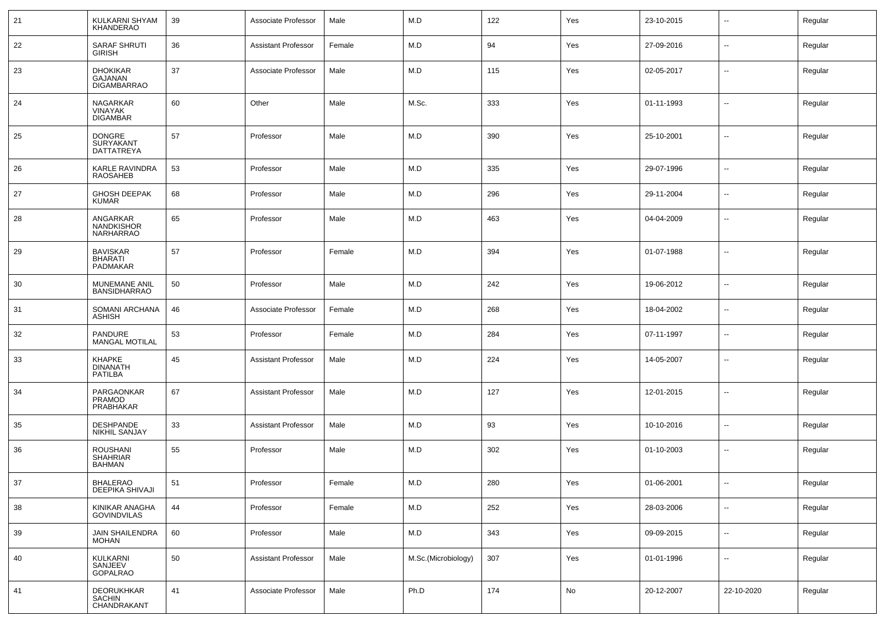| 21 | KULKARNI SHYAM KHANDERAO | 39 | Associate Professor | Male | M.D | 122 | Yes | 23-10-2015 | -- | Regular |
|---|---|---|---|---|---|---|---|---|---|---|
| 22 | SARAF SHRUTI GIRISH | 36 | Assistant Professor | Female | M.D | 94 | Yes | 27-09-2016 | -- | Regular |
| 23 | DHOKIKAR GAJANAN DIGAMBARRAO | 37 | Associate Professor | Male | M.D | 115 | Yes | 02-05-2017 | -- | Regular |
| 24 | NAGARKAR VINAYAK DIGAMBAR | 60 | Other | Male | M.Sc. | 333 | Yes | 01-11-1993 | -- | Regular |
| 25 | DONGRE SURYAKANT DATTATREYA | 57 | Professor | Male | M.D | 390 | Yes | 25-10-2001 | -- | Regular |
| 26 | KARLE RAVINDRA RAOSAHEB | 53 | Professor | Male | M.D | 335 | Yes | 29-07-1996 | -- | Regular |
| 27 | GHOSH DEEPAK KUMAR | 68 | Professor | Male | M.D | 296 | Yes | 29-11-2004 | -- | Regular |
| 28 | ANGARKAR NANDKISHOR NARHARRAO | 65 | Professor | Male | M.D | 463 | Yes | 04-04-2009 | -- | Regular |
| 29 | BAVISKAR BHARATI PADMAKAR | 57 | Professor | Female | M.D | 394 | Yes | 01-07-1988 | -- | Regular |
| 30 | MUNEMANE ANIL BANSIDHARRAO | 50 | Professor | Male | M.D | 242 | Yes | 19-06-2012 | -- | Regular |
| 31 | SOMANI ARCHANA ASHISH | 46 | Associate Professor | Female | M.D | 268 | Yes | 18-04-2002 | -- | Regular |
| 32 | PANDURE MANGAL MOTILAL | 53 | Professor | Female | M.D | 284 | Yes | 07-11-1997 | -- | Regular |
| 33 | KHAPKE DINANATH PATILBA | 45 | Assistant Professor | Male | M.D | 224 | Yes | 14-05-2007 | -- | Regular |
| 34 | PARGAONKAR PRAMOD PRABHAKAR | 67 | Assistant Professor | Male | M.D | 127 | Yes | 12-01-2015 | -- | Regular |
| 35 | DESHPANDE NIKHIL SANJAY | 33 | Assistant Professor | Male | M.D | 93 | Yes | 10-10-2016 | -- | Regular |
| 36 | ROUSHANI SHAHRIAR BAHMAN | 55 | Professor | Male | M.D | 302 | Yes | 01-10-2003 | -- | Regular |
| 37 | BHALERAO DEEPIKA SHIVAJI | 51 | Professor | Female | M.D | 280 | Yes | 01-06-2001 | -- | Regular |
| 38 | KINIKAR ANAGHA GOVINDVILAS | 44 | Professor | Female | M.D | 252 | Yes | 28-03-2006 | -- | Regular |
| 39 | JAIN SHAILENDRA MOHAN | 60 | Professor | Male | M.D | 343 | Yes | 09-09-2015 | -- | Regular |
| 40 | KULKARNI SANJEEV GOPALRAO | 50 | Assistant Professor | Male | M.Sc.(Microbiology) | 307 | Yes | 01-01-1996 | -- | Regular |
| 41 | DEORUKHKAR SACHIN CHANDRAKANT | 41 | Associate Professor | Male | Ph.D | 174 | No | 20-12-2007 | 22-10-2020 | Regular |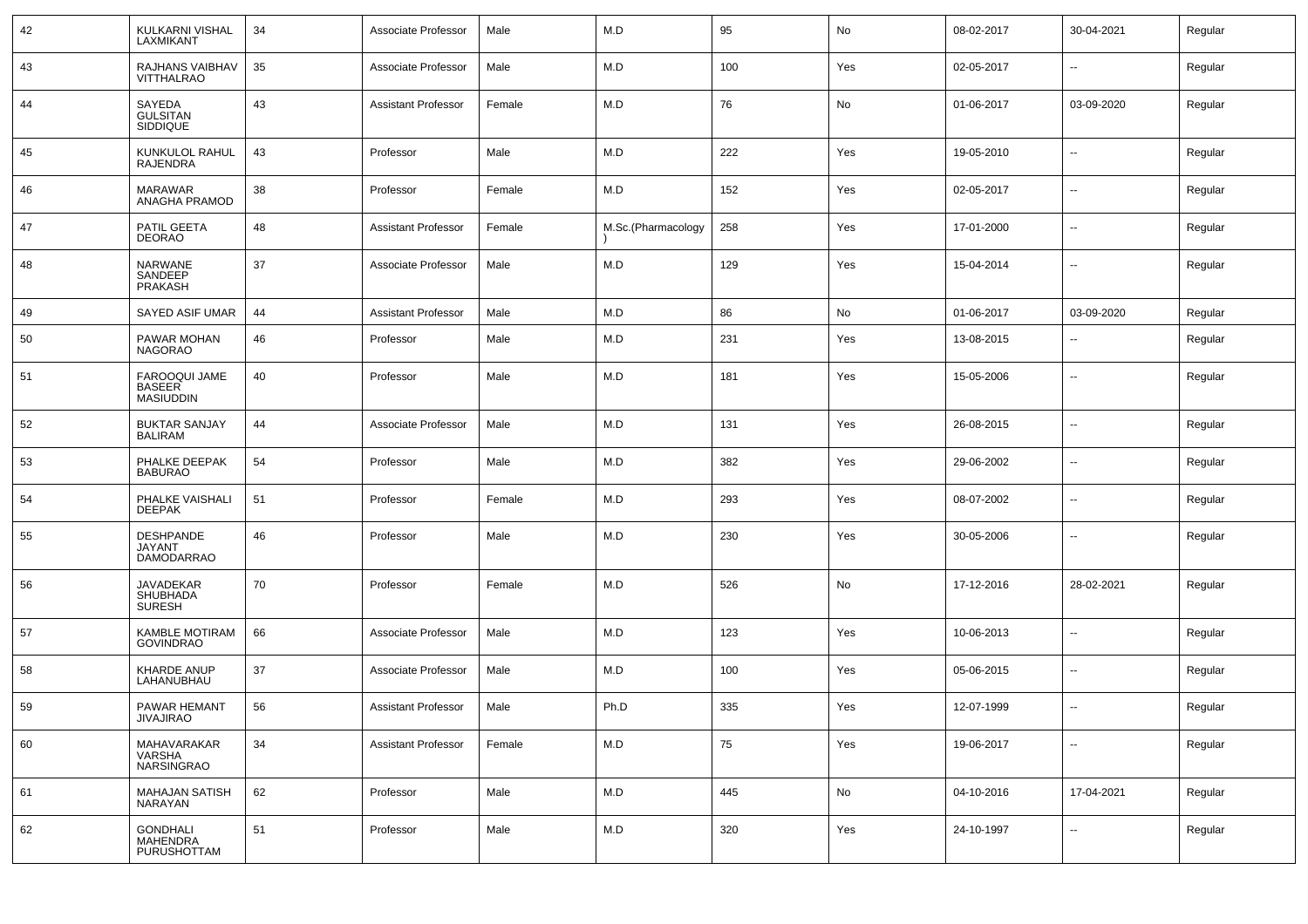| | | | | | | | | | | |
|---|---|---|---|---|---|---|---|---|---|---|
| 42 | KULKARNI VISHAL LAXMIKANT | 34 | Associate Professor | Male | M.D | 95 | No | 08-02-2017 | 30-04-2021 | Regular |
| 43 | RAJHANS VAIBHAV VITTHALRAO | 35 | Associate Professor | Male | M.D | 100 | Yes | 02-05-2017 | -- | Regular |
| 44 | SAYEDA GULSITAN SIDDIQUE | 43 | Assistant Professor | Female | M.D | 76 | No | 01-06-2017 | 03-09-2020 | Regular |
| 45 | KUNKULOL RAHUL RAJENDRA | 43 | Professor | Male | M.D | 222 | Yes | 19-05-2010 | -- | Regular |
| 46 | MARAWAR ANAGHA PRAMOD | 38 | Professor | Female | M.D | 152 | Yes | 02-05-2017 | -- | Regular |
| 47 | PATIL GEETA DEORAO | 48 | Assistant Professor | Female | M.Sc.(Pharmacology) | 258 | Yes | 17-01-2000 | -- | Regular |
| 48 | NARWANE SANDEEP PRAKASH | 37 | Associate Professor | Male | M.D | 129 | Yes | 15-04-2014 | -- | Regular |
| 49 | SAYED ASIF UMAR | 44 | Assistant Professor | Male | M.D | 86 | No | 01-06-2017 | 03-09-2020 | Regular |
| 50 | PAWAR MOHAN NAGORAO | 46 | Professor | Male | M.D | 231 | Yes | 13-08-2015 | -- | Regular |
| 51 | FAROOQUI JAME BASEER MASIUDDIN | 40 | Professor | Male | M.D | 181 | Yes | 15-05-2006 | -- | Regular |
| 52 | BUKTAR SANJAY BALIRAM | 44 | Associate Professor | Male | M.D | 131 | Yes | 26-08-2015 | -- | Regular |
| 53 | PHALKE DEEPAK BABURAO | 54 | Professor | Male | M.D | 382 | Yes | 29-06-2002 | -- | Regular |
| 54 | PHALKE VAISHALI DEEPAK | 51 | Professor | Female | M.D | 293 | Yes | 08-07-2002 | -- | Regular |
| 55 | DESHPANDE JAYANT DAMODARRAO | 46 | Professor | Male | M.D | 230 | Yes | 30-05-2006 | -- | Regular |
| 56 | JAVADEKAR SHUBHADA SURESH | 70 | Professor | Female | M.D | 526 | No | 17-12-2016 | 28-02-2021 | Regular |
| 57 | KAMBLE MOTIRAM GOVINDRAO | 66 | Associate Professor | Male | M.D | 123 | Yes | 10-06-2013 | -- | Regular |
| 58 | KHARDE ANUP LAHANUBHAU | 37 | Associate Professor | Male | M.D | 100 | Yes | 05-06-2015 | -- | Regular |
| 59 | PAWAR HEMANT JIVAJIRAO | 56 | Assistant Professor | Male | Ph.D | 335 | Yes | 12-07-1999 | -- | Regular |
| 60 | MAHAVARAKAR VARSHA NARSINGRAO | 34 | Assistant Professor | Female | M.D | 75 | Yes | 19-06-2017 | -- | Regular |
| 61 | MAHAJAN SATISH NARAYAN | 62 | Professor | Male | M.D | 445 | No | 04-10-2016 | 17-04-2021 | Regular |
| 62 | GONDHALI MAHENDRA PURUSHOTTAM | 51 | Professor | Male | M.D | 320 | Yes | 24-10-1997 | -- | Regular |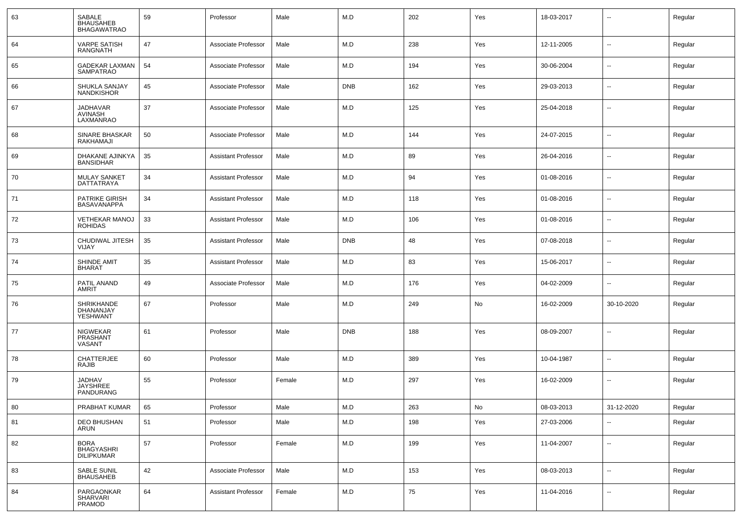| 63 | SABALE BHAUSAHEB BHAGAWATRAO | 59 | Professor | Male | M.D | 202 | Yes | 18-03-2017 | -- | Regular |
|---|---|---|---|---|---|---|---|---|---|---|
| 64 | VARPE SATISH RANGNATH | 47 | Associate Professor | Male | M.D | 238 | Yes | 12-11-2005 | -- | Regular |
| 65 | GADEKAR LAXMAN SAMPATRAO | 54 | Associate Professor | Male | M.D | 194 | Yes | 30-06-2004 | -- | Regular |
| 66 | SHUKLA SANJAY NANDKISHOR | 45 | Associate Professor | Male | DNB | 162 | Yes | 29-03-2013 | -- | Regular |
| 67 | JADHAVAR AVINASH LAXMANRAO | 37 | Associate Professor | Male | M.D | 125 | Yes | 25-04-2018 | -- | Regular |
| 68 | SINARE BHASKAR RAKHAMAJI | 50 | Associate Professor | Male | M.D | 144 | Yes | 24-07-2015 | -- | Regular |
| 69 | DHAKANE AJINKYA BANSIDHAR | 35 | Assistant Professor | Male | M.D | 89 | Yes | 26-04-2016 | -- | Regular |
| 70 | MULAY SANKET DATTATRAYA | 34 | Assistant Professor | Male | M.D | 94 | Yes | 01-08-2016 | -- | Regular |
| 71 | PATRIKE GIRISH BASAVANAPPA | 34 | Assistant Professor | Male | M.D | 118 | Yes | 01-08-2016 | -- | Regular |
| 72 | VETHEKAR MANOJ ROHIDAS | 33 | Assistant Professor | Male | M.D | 106 | Yes | 01-08-2016 | -- | Regular |
| 73 | CHUDIWAL JITESH VIJAY | 35 | Assistant Professor | Male | DNB | 48 | Yes | 07-08-2018 | -- | Regular |
| 74 | SHINDE AMIT BHARAT | 35 | Assistant Professor | Male | M.D | 83 | Yes | 15-06-2017 | -- | Regular |
| 75 | PATIL ANAND AMRIT | 49 | Associate Professor | Male | M.D | 176 | Yes | 04-02-2009 | -- | Regular |
| 76 | SHRIKHANDE DHANANJAY YESHWANT | 67 | Professor | Male | M.D | 249 | No | 16-02-2009 | 30-10-2020 | Regular |
| 77 | NIGWEKAR PRASHANT VASANT | 61 | Professor | Male | DNB | 188 | Yes | 08-09-2007 | -- | Regular |
| 78 | CHATTERJEE RAJIB | 60 | Professor | Male | M.D | 389 | Yes | 10-04-1987 | -- | Regular |
| 79 | JADHAV JAYSHREE PANDURANG | 55 | Professor | Female | M.D | 297 | Yes | 16-02-2009 | -- | Regular |
| 80 | PRABHAT KUMAR | 65 | Professor | Male | M.D | 263 | No | 08-03-2013 | 31-12-2020 | Regular |
| 81 | DEO BHUSHAN ARUN | 51 | Professor | Male | M.D | 198 | Yes | 27-03-2006 | -- | Regular |
| 82 | BORA BHAGYASHRI DILIPKUMAR | 57 | Professor | Female | M.D | 199 | Yes | 11-04-2007 | -- | Regular |
| 83 | SABLE SUNIL BHAUSAHEB | 42 | Associate Professor | Male | M.D | 153 | Yes | 08-03-2013 | -- | Regular |
| 84 | PARGAONKAR SHARVARI PRAMOD | 64 | Assistant Professor | Female | M.D | 75 | Yes | 11-04-2016 | -- | Regular |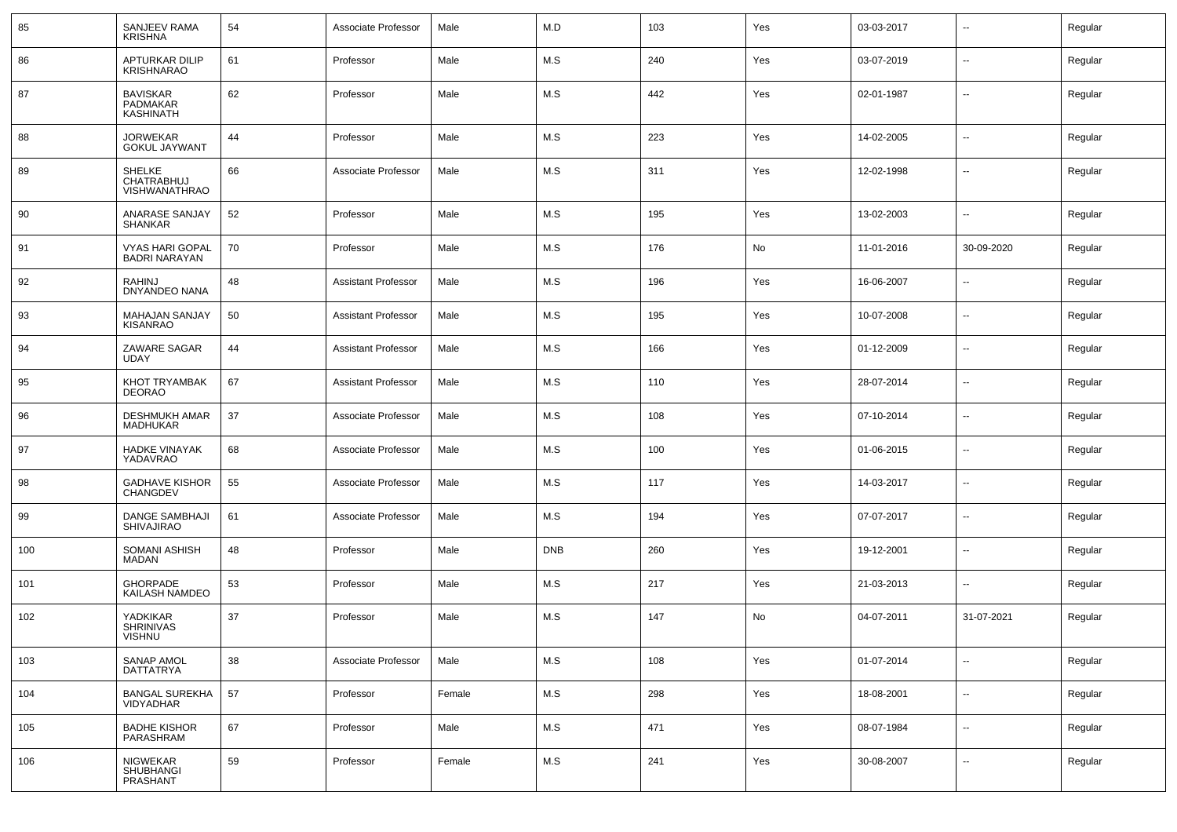| 85 | SANJEEV RAMA KRISHNA | 54 | Associate Professor | Male | M.D | 103 | Yes | 03-03-2017 | -- | Regular |
|---|---|---|---|---|---|---|---|---|---|---|
| 86 | APTURKAR DILIP KRISHNARAO | 61 | Professor | Male | M.S | 240 | Yes | 03-07-2019 | -- | Regular |
| 87 | BAVISKAR PADMAKAR KASHINATH | 62 | Professor | Male | M.S | 442 | Yes | 02-01-1987 | -- | Regular |
| 88 | JORWEKAR GOKUL JAYWANT | 44 | Professor | Male | M.S | 223 | Yes | 14-02-2005 | -- | Regular |
| 89 | SHELKE CHATRABHUJ VISHWANATHRAO | 66 | Associate Professor | Male | M.S | 311 | Yes | 12-02-1998 | -- | Regular |
| 90 | ANARASE SANJAY SHANKAR | 52 | Professor | Male | M.S | 195 | Yes | 13-02-2003 | -- | Regular |
| 91 | VYAS HARI GOPAL BADRI NARAYAN | 70 | Professor | Male | M.S | 176 | No | 11-01-2016 | 30-09-2020 | Regular |
| 92 | RAHINJ DNYANDEO NANA | 48 | Assistant Professor | Male | M.S | 196 | Yes | 16-06-2007 | -- | Regular |
| 93 | MAHAJAN SANJAY KISANRAO | 50 | Assistant Professor | Male | M.S | 195 | Yes | 10-07-2008 | -- | Regular |
| 94 | ZAWARE SAGAR UDAY | 44 | Assistant Professor | Male | M.S | 166 | Yes | 01-12-2009 | -- | Regular |
| 95 | KHOT TRYAMBAK DEORAO | 67 | Assistant Professor | Male | M.S | 110 | Yes | 28-07-2014 | -- | Regular |
| 96 | DESHMUKH AMAR MADHUKAR | 37 | Associate Professor | Male | M.S | 108 | Yes | 07-10-2014 | -- | Regular |
| 97 | HADKE VINAYAK YADAVRAO | 68 | Associate Professor | Male | M.S | 100 | Yes | 01-06-2015 | -- | Regular |
| 98 | GADHAVE KISHOR CHANGDEV | 55 | Associate Professor | Male | M.S | 117 | Yes | 14-03-2017 | -- | Regular |
| 99 | DANGE SAMBHAJI SHIVAJIRAO | 61 | Associate Professor | Male | M.S | 194 | Yes | 07-07-2017 | -- | Regular |
| 100 | SOMANI ASHISH MADAN | 48 | Professor | Male | DNB | 260 | Yes | 19-12-2001 | -- | Regular |
| 101 | GHORPADE KAILASH NAMDEO | 53 | Professor | Male | M.S | 217 | Yes | 21-03-2013 | -- | Regular |
| 102 | YADKIKAR SHRINIVAS VISHNU | 37 | Professor | Male | M.S | 147 | No | 04-07-2011 | 31-07-2021 | Regular |
| 103 | SANAP AMOL DATTATRYA | 38 | Associate Professor | Male | M.S | 108 | Yes | 01-07-2014 | -- | Regular |
| 104 | BANGAL SUREKHA VIDYADHAR | 57 | Professor | Female | M.S | 298 | Yes | 18-08-2001 | -- | Regular |
| 105 | BADHE KISHOR PARASHRAM | 67 | Professor | Male | M.S | 471 | Yes | 08-07-1984 | -- | Regular |
| 106 | NIGWEKAR SHUBHANGI PRASHANT | 59 | Professor | Female | M.S | 241 | Yes | 30-08-2007 | -- | Regular |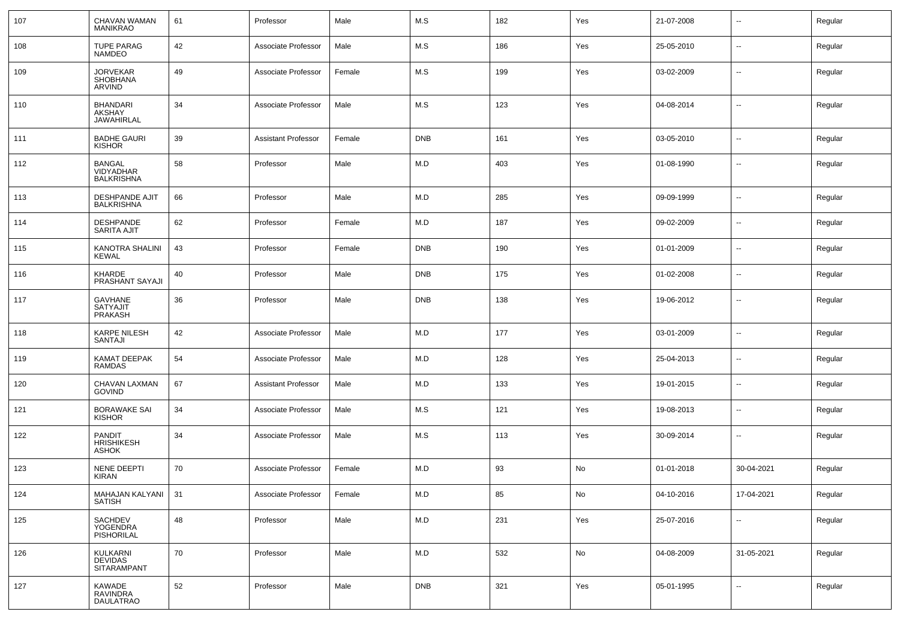| | | | | | | | | | | |
|---|---|---|---|---|---|---|---|---|---|---|
| 107 | CHAVAN WAMAN MANIKRAO | 61 | Professor | Male | M.S | 182 | Yes | 21-07-2008 | -- | Regular |
| 108 | TUPE PARAG NAMDEO | 42 | Associate Professor | Male | M.S | 186 | Yes | 25-05-2010 | -- | Regular |
| 109 | JORVEKAR SHOBHANA ARVIND | 49 | Associate Professor | Female | M.S | 199 | Yes | 03-02-2009 | -- | Regular |
| 110 | BHANDARI AKSHAY JAWAHIRLAL | 34 | Associate Professor | Male | M.S | 123 | Yes | 04-08-2014 | -- | Regular |
| 111 | BADHE GAURI KISHOR | 39 | Assistant Professor | Female | DNB | 161 | Yes | 03-05-2010 | -- | Regular |
| 112 | BANGAL VIDYADHAR BALKRISHNA | 58 | Professor | Male | M.D | 403 | Yes | 01-08-1990 | -- | Regular |
| 113 | DESHPANDE AJIT BALKRISHNA | 66 | Professor | Male | M.D | 285 | Yes | 09-09-1999 | -- | Regular |
| 114 | DESHPANDE SARITA AJIT | 62 | Professor | Female | M.D | 187 | Yes | 09-02-2009 | -- | Regular |
| 115 | KANOTRA SHALINI KEWAL | 43 | Professor | Female | DNB | 190 | Yes | 01-01-2009 | -- | Regular |
| 116 | KHARDE PRASHANT SAYAJI | 40 | Professor | Male | DNB | 175 | Yes | 01-02-2008 | -- | Regular |
| 117 | GAVHANE SATYAJIT PRAKASH | 36 | Professor | Male | DNB | 138 | Yes | 19-06-2012 | -- | Regular |
| 118 | KARPE NILESH SANTAJI | 42 | Associate Professor | Male | M.D | 177 | Yes | 03-01-2009 | -- | Regular |
| 119 | KAMAT DEEPAK RAMDAS | 54 | Associate Professor | Male | M.D | 128 | Yes | 25-04-2013 | -- | Regular |
| 120 | CHAVAN LAXMAN GOVIND | 67 | Assistant Professor | Male | M.D | 133 | Yes | 19-01-2015 | -- | Regular |
| 121 | BORAWAKE SAI KISHOR | 34 | Associate Professor | Male | M.S | 121 | Yes | 19-08-2013 | -- | Regular |
| 122 | PANDIT HRISHIKESH ASHOK | 34 | Associate Professor | Male | M.S | 113 | Yes | 30-09-2014 | -- | Regular |
| 123 | NENE DEEPTI KIRAN | 70 | Associate Professor | Female | M.D | 93 | No | 01-01-2018 | 30-04-2021 | Regular |
| 124 | MAHAJAN KALYANI SATISH | 31 | Associate Professor | Female | M.D | 85 | No | 04-10-2016 | 17-04-2021 | Regular |
| 125 | SACHDEV YOGENDRA PISHORILAL | 48 | Professor | Male | M.D | 231 | Yes | 25-07-2016 | -- | Regular |
| 126 | KULKARNI DEVIDAS SITARAMPANT | 70 | Professor | Male | M.D | 532 | No | 04-08-2009 | 31-05-2021 | Regular |
| 127 | KAWADE RAVINDRA DAULATRAO | 52 | Professor | Male | DNB | 321 | Yes | 05-01-1995 | -- | Regular |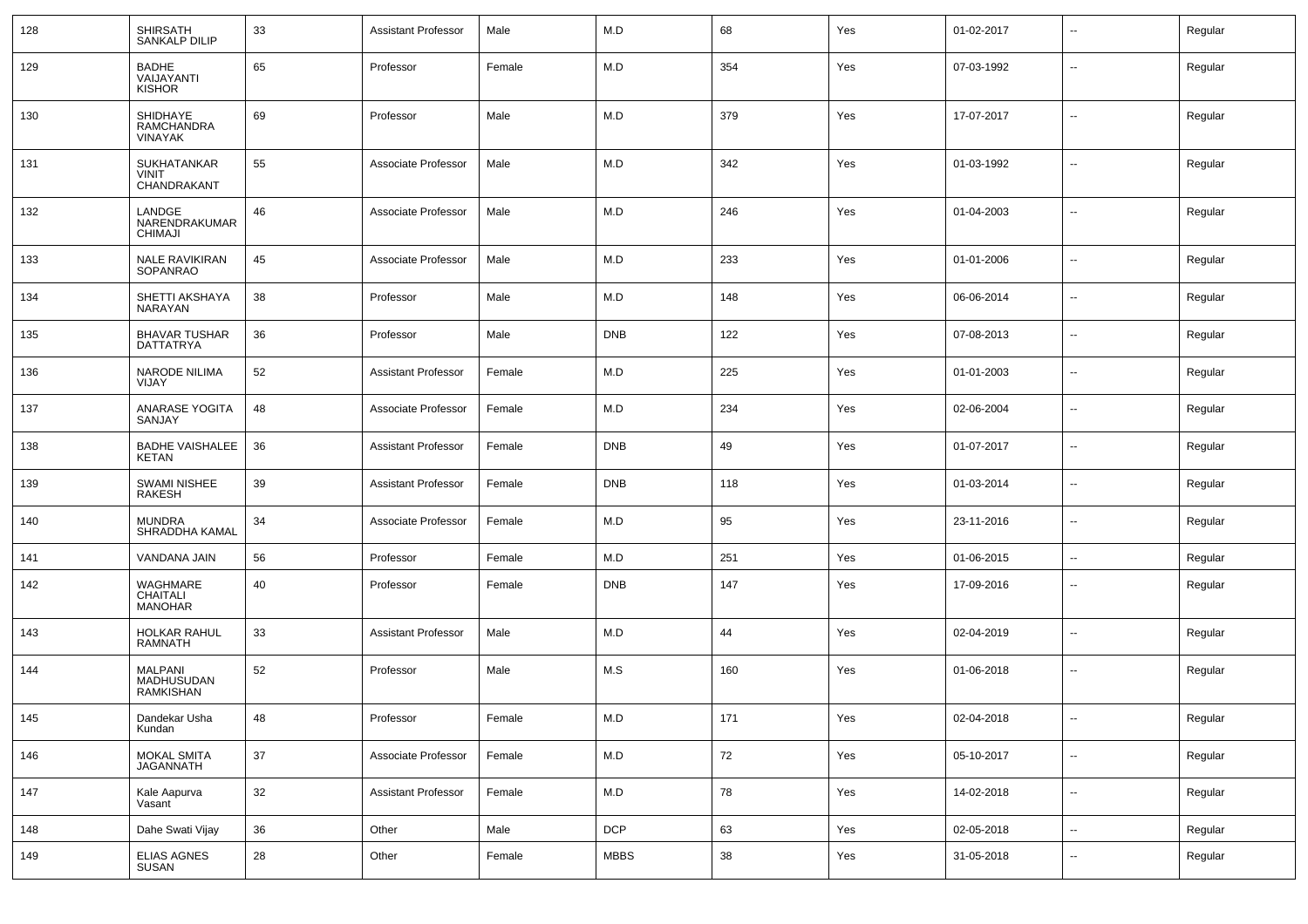| 128 | SHIRSATH SANKALP DILIP | 33 | Assistant Professor | Male | M.D | 68 | Yes | 01-02-2017 | -- | Regular |
|---|---|---|---|---|---|---|---|---|---|---|
| 129 | BADHE VAIJAYANTI KISHOR | 65 | Professor | Female | M.D | 354 | Yes | 07-03-1992 | -- | Regular |
| 130 | SHIDHAYE RAMCHANDRA VINAYAK | 69 | Professor | Male | M.D | 379 | Yes | 17-07-2017 | -- | Regular |
| 131 | SUKHATANKAR VINIT CHANDRAKANT | 55 | Associate Professor | Male | M.D | 342 | Yes | 01-03-1992 | -- | Regular |
| 132 | LANDGE NARENDRAKUMAR CHIMAJI | 46 | Associate Professor | Male | M.D | 246 | Yes | 01-04-2003 | -- | Regular |
| 133 | NALE RAVIKIRAN SOPANRAO | 45 | Associate Professor | Male | M.D | 233 | Yes | 01-01-2006 | -- | Regular |
| 134 | SHETTI AKSHAYA NARAYAN | 38 | Professor | Male | M.D | 148 | Yes | 06-06-2014 | -- | Regular |
| 135 | BHAVAR TUSHAR DATTATRYA | 36 | Professor | Male | DNB | 122 | Yes | 07-08-2013 | -- | Regular |
| 136 | NARODE NILIMA VIJAY | 52 | Assistant Professor | Female | M.D | 225 | Yes | 01-01-2003 | -- | Regular |
| 137 | ANARASE YOGITA SANJAY | 48 | Associate Professor | Female | M.D | 234 | Yes | 02-06-2004 | -- | Regular |
| 138 | BADHE VAISHALEE KETAN | 36 | Assistant Professor | Female | DNB | 49 | Yes | 01-07-2017 | -- | Regular |
| 139 | SWAMI NISHEE RAKESH | 39 | Assistant Professor | Female | DNB | 118 | Yes | 01-03-2014 | -- | Regular |
| 140 | MUNDRA SHRADDHA KAMAL | 34 | Associate Professor | Female | M.D | 95 | Yes | 23-11-2016 | -- | Regular |
| 141 | VANDANA JAIN | 56 | Professor | Female | M.D | 251 | Yes | 01-06-2015 | -- | Regular |
| 142 | WAGHMARE CHAITALI MANOHAR | 40 | Professor | Female | DNB | 147 | Yes | 17-09-2016 | -- | Regular |
| 143 | HOLKAR RAHUL RAMNATH | 33 | Assistant Professor | Male | M.D | 44 | Yes | 02-04-2019 | -- | Regular |
| 144 | MALPANI MADHUSUDAN RAMKISHAN | 52 | Professor | Male | M.S | 160 | Yes | 01-06-2018 | -- | Regular |
| 145 | Dandekar Usha Kundan | 48 | Professor | Female | M.D | 171 | Yes | 02-04-2018 | -- | Regular |
| 146 | MOKAL SMITA JAGANNATH | 37 | Associate Professor | Female | M.D | 72 | Yes | 05-10-2017 | -- | Regular |
| 147 | Kale Aapurva Vasant | 32 | Assistant Professor | Female | M.D | 78 | Yes | 14-02-2018 | -- | Regular |
| 148 | Dahe Swati Vijay | 36 | Other | Male | DCP | 63 | Yes | 02-05-2018 | -- | Regular |
| 149 | ELIAS AGNES SUSAN | 28 | Other | Female | MBBS | 38 | Yes | 31-05-2018 | -- | Regular |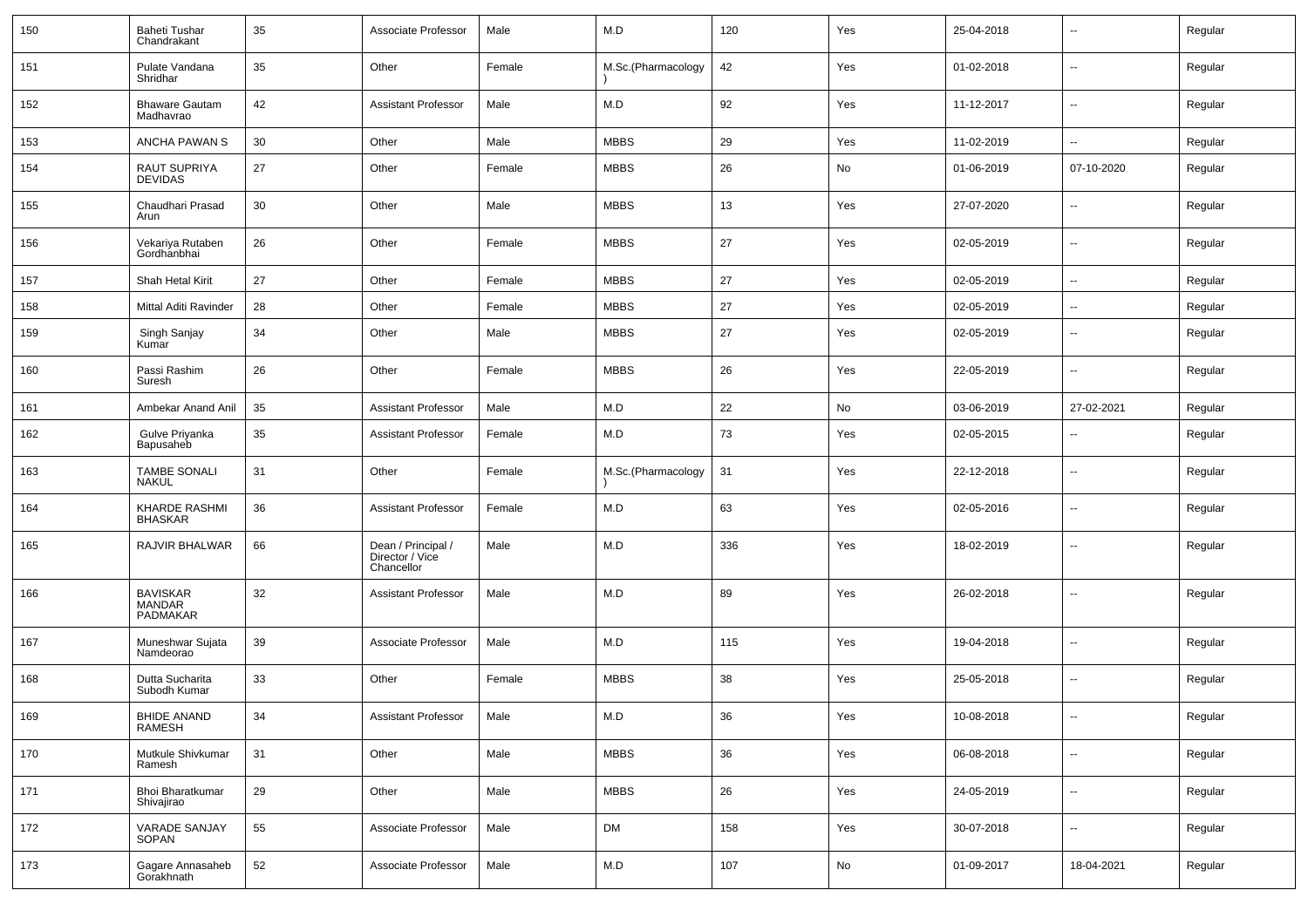| 150 | Baheti Tushar Chandrakant | 35 | Associate Professor | Male | M.D | 120 | Yes | 25-04-2018 | -- | Regular |
|---|---|---|---|---|---|---|---|---|---|---|
| 151 | Pulate Vandana Shridhar | 35 | Other | Female | M.Sc.(Pharmacology) | 42 | Yes | 01-02-2018 | -- | Regular |
| 152 | Bhaware Gautam Madhavrao | 42 | Assistant Professor | Male | M.D | 92 | Yes | 11-12-2017 | -- | Regular |
| 153 | ANCHA PAWAN S | 30 | Other | Male | MBBS | 29 | Yes | 11-02-2019 | -- | Regular |
| 154 | RAUT SUPRIYA DEVIDAS | 27 | Other | Female | MBBS | 26 | No | 01-06-2019 | 07-10-2020 | Regular |
| 155 | Chaudhari Prasad Arun | 30 | Other | Male | MBBS | 13 | Yes | 27-07-2020 | -- | Regular |
| 156 | Vekariya Rutaben Gordhanbhai | 26 | Other | Female | MBBS | 27 | Yes | 02-05-2019 | -- | Regular |
| 157 | Shah Hetal Kirit | 27 | Other | Female | MBBS | 27 | Yes | 02-05-2019 | -- | Regular |
| 158 | Mittal Aditi Ravinder | 28 | Other | Female | MBBS | 27 | Yes | 02-05-2019 | -- | Regular |
| 159 | Singh Sanjay Kumar | 34 | Other | Male | MBBS | 27 | Yes | 02-05-2019 | -- | Regular |
| 160 | Passi Rashim Suresh | 26 | Other | Female | MBBS | 26 | Yes | 22-05-2019 | -- | Regular |
| 161 | Ambekar Anand Anil | 35 | Assistant Professor | Male | M.D | 22 | No | 03-06-2019 | 27-02-2021 | Regular |
| 162 | Gulve Priyanka Bapusaheb | 35 | Assistant Professor | Female | M.D | 73 | Yes | 02-05-2015 | -- | Regular |
| 163 | TAMBE SONALI NAKUL | 31 | Other | Female | M.Sc.(Pharmacology) | 31 | Yes | 22-12-2018 | -- | Regular |
| 164 | KHARDE RASHMI BHASKAR | 36 | Assistant Professor | Female | M.D | 63 | Yes | 02-05-2016 | -- | Regular |
| 165 | RAJVIR BHALWAR | 66 | Dean / Principal / Director / Vice Chancellor | Male | M.D | 336 | Yes | 18-02-2019 | -- | Regular |
| 166 | BAVISKAR MANDAR PADMAKAR | 32 | Assistant Professor | Male | M.D | 89 | Yes | 26-02-2018 | -- | Regular |
| 167 | Muneshwar Sujata Namdeorao | 39 | Associate Professor | Male | M.D | 115 | Yes | 19-04-2018 | -- | Regular |
| 168 | Dutta Sucharita Subodh Kumar | 33 | Other | Female | MBBS | 38 | Yes | 25-05-2018 | -- | Regular |
| 169 | BHIDE ANAND RAMESH | 34 | Assistant Professor | Male | M.D | 36 | Yes | 10-08-2018 | -- | Regular |
| 170 | Mutkule Shivkumar Ramesh | 31 | Other | Male | MBBS | 36 | Yes | 06-08-2018 | -- | Regular |
| 171 | Bhoi Bharatkumar Shivajirao | 29 | Other | Male | MBBS | 26 | Yes | 24-05-2019 | -- | Regular |
| 172 | VARADE SANJAY SOPAN | 55 | Associate Professor | Male | DM | 158 | Yes | 30-07-2018 | -- | Regular |
| 173 | Gagare Annasaheb Gorakhnath | 52 | Associate Professor | Male | M.D | 107 | No | 01-09-2017 | 18-04-2021 | Regular |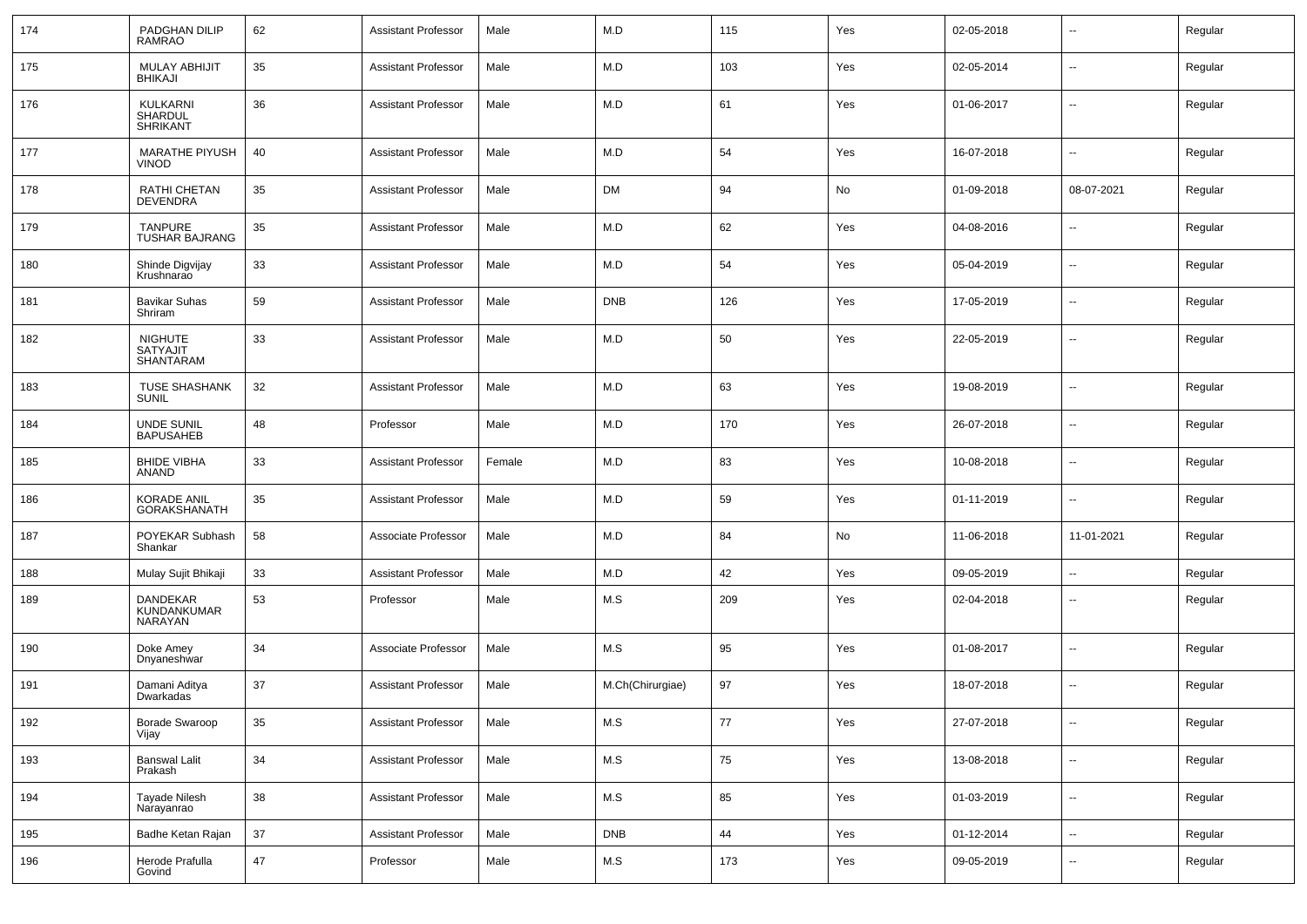| 174 | PADGHAN DILIP RAMRAO | 62 | Assistant Professor | Male | M.D | 115 | Yes | 02-05-2018 | -- | Regular |
|---|---|---|---|---|---|---|---|---|---|---|
| 175 | MULAY ABHIJIT BHIKAJI | 35 | Assistant Professor | Male | M.D | 103 | Yes | 02-05-2014 | -- | Regular |
| 176 | KULKARNI SHARDUL SHRIKANT | 36 | Assistant Professor | Male | M.D | 61 | Yes | 01-06-2017 | -- | Regular |
| 177 | MARATHE PIYUSH VINOD | 40 | Assistant Professor | Male | M.D | 54 | Yes | 16-07-2018 | -- | Regular |
| 178 | RATHI CHETAN DEVENDRA | 35 | Assistant Professor | Male | DM | 94 | No | 01-09-2018 | 08-07-2021 | Regular |
| 179 | TANPURE TUSHAR BAJRANG | 35 | Assistant Professor | Male | M.D | 62 | Yes | 04-08-2016 | -- | Regular |
| 180 | Shinde Digvijay Krushnarao | 33 | Assistant Professor | Male | M.D | 54 | Yes | 05-04-2019 | -- | Regular |
| 181 | Bavikar Suhas Shriram | 59 | Assistant Professor | Male | DNB | 126 | Yes | 17-05-2019 | -- | Regular |
| 182 | NIGHUTE SATYAJIT SHANTARAM | 33 | Assistant Professor | Male | M.D | 50 | Yes | 22-05-2019 | -- | Regular |
| 183 | TUSE SHASHANK SUNIL | 32 | Assistant Professor | Male | M.D | 63 | Yes | 19-08-2019 | -- | Regular |
| 184 | UNDE SUNIL BAPUSAHEB | 48 | Professor | Male | M.D | 170 | Yes | 26-07-2018 | -- | Regular |
| 185 | BHIDE VIBHA ANAND | 33 | Assistant Professor | Female | M.D | 83 | Yes | 10-08-2018 | -- | Regular |
| 186 | KORADE ANIL GORAKSHANATH | 35 | Assistant Professor | Male | M.D | 59 | Yes | 01-11-2019 | -- | Regular |
| 187 | POYEKAR Subhash Shankar | 58 | Associate Professor | Male | M.D | 84 | No | 11-06-2018 | 11-01-2021 | Regular |
| 188 | Mulay Sujit Bhikaji | 33 | Assistant Professor | Male | M.D | 42 | Yes | 09-05-2019 | -- | Regular |
| 189 | DANDEKAR KUNDANKUMAR NARAYAN | 53 | Professor | Male | M.S | 209 | Yes | 02-04-2018 | -- | Regular |
| 190 | Doke Amey Dnyaneshwar | 34 | Associate Professor | Male | M.S | 95 | Yes | 01-08-2017 | -- | Regular |
| 191 | Damani Aditya Dwarkadas | 37 | Assistant Professor | Male | M.Ch(Chirurgiae) | 97 | Yes | 18-07-2018 | -- | Regular |
| 192 | Borade Swaroop Vijay | 35 | Assistant Professor | Male | M.S | 77 | Yes | 27-07-2018 | -- | Regular |
| 193 | Banswal Lalit Prakash | 34 | Assistant Professor | Male | M.S | 75 | Yes | 13-08-2018 | -- | Regular |
| 194 | Tayade Nilesh Narayanrao | 38 | Assistant Professor | Male | M.S | 85 | Yes | 01-03-2019 | -- | Regular |
| 195 | Badhe Ketan Rajan | 37 | Assistant Professor | Male | DNB | 44 | Yes | 01-12-2014 | -- | Regular |
| 196 | Herode Prafulla Govind | 47 | Professor | Male | M.S | 173 | Yes | 09-05-2019 | -- | Regular |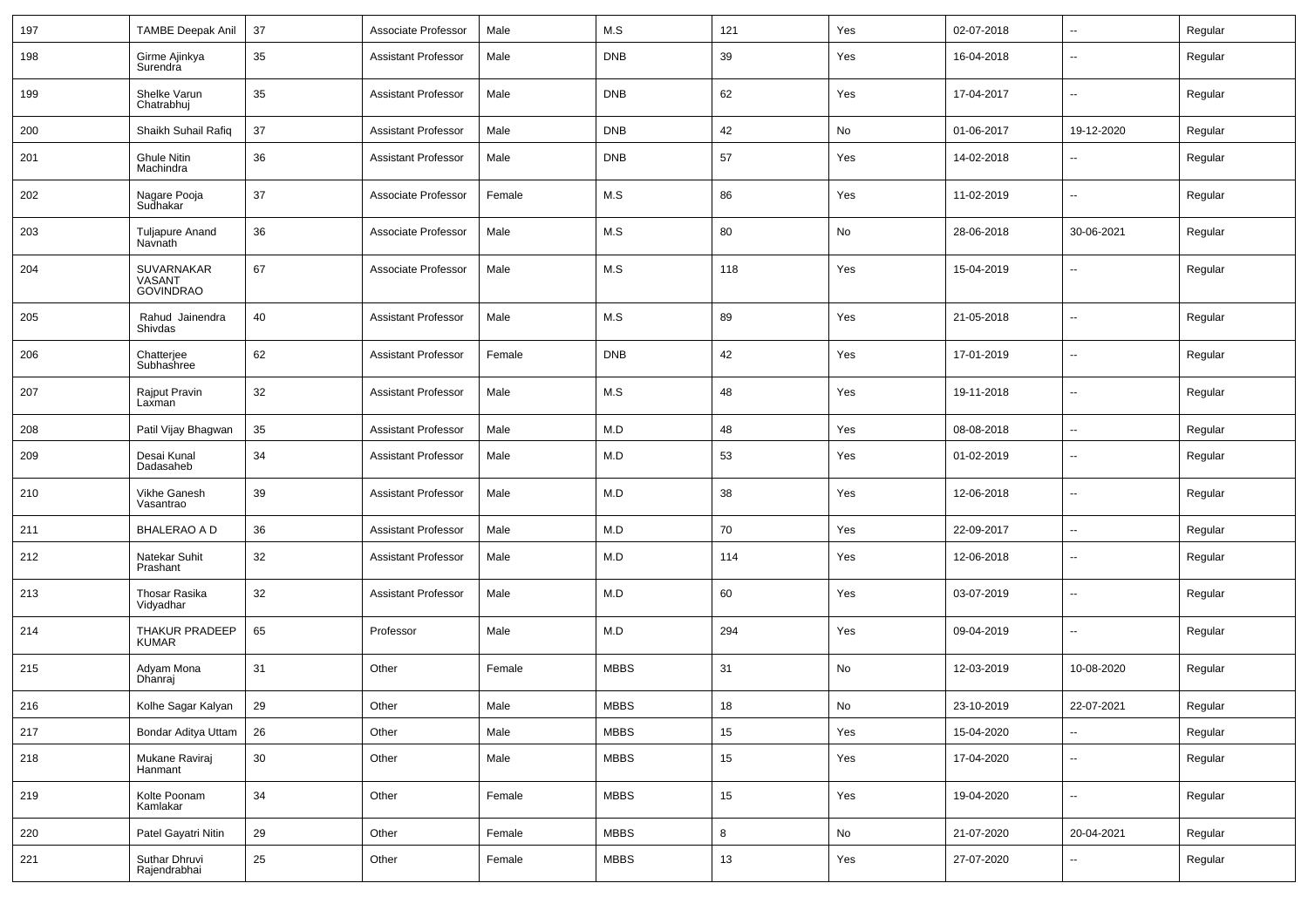| 197 | TAMBE Deepak Anil | 37 | Associate Professor | Male | M.S | 121 | Yes | 02-07-2018 | -- | Regular |
|---|---|---|---|---|---|---|---|---|---|---|
| 198 | Girme Ajinkya Surendra | 35 | Assistant Professor | Male | DNB | 39 | Yes | 16-04-2018 | -- | Regular |
| 199 | Shelke Varun Chatrabhuj | 35 | Assistant Professor | Male | DNB | 62 | Yes | 17-04-2017 | -- | Regular |
| 200 | Shaikh Suhail Rafiq | 37 | Assistant Professor | Male | DNB | 42 | No | 01-06-2017 | 19-12-2020 | Regular |
| 201 | Ghule Nitin Machindra | 36 | Assistant Professor | Male | DNB | 57 | Yes | 14-02-2018 | -- | Regular |
| 202 | Nagare Pooja Sudhakar | 37 | Associate Professor | Female | M.S | 86 | Yes | 11-02-2019 | -- | Regular |
| 203 | Tuljapure Anand Navnath | 36 | Associate Professor | Male | M.S | 80 | No | 28-06-2018 | 30-06-2021 | Regular |
| 204 | SUVARNAKAR VASANT GOVINDRAO | 67 | Associate Professor | Male | M.S | 118 | Yes | 15-04-2019 | -- | Regular |
| 205 | Rahud Jainendra Shivdas | 40 | Assistant Professor | Male | M.S | 89 | Yes | 21-05-2018 | -- | Regular |
| 206 | Chatterjee Subhashree | 62 | Assistant Professor | Female | DNB | 42 | Yes | 17-01-2019 | -- | Regular |
| 207 | Rajput Pravin Laxman | 32 | Assistant Professor | Male | M.S | 48 | Yes | 19-11-2018 | -- | Regular |
| 208 | Patil Vijay Bhagwan | 35 | Assistant Professor | Male | M.D | 48 | Yes | 08-08-2018 | -- | Regular |
| 209 | Desai Kunal Dadasaheb | 34 | Assistant Professor | Male | M.D | 53 | Yes | 01-02-2019 | -- | Regular |
| 210 | Vikhe Ganesh Vasantrao | 39 | Assistant Professor | Male | M.D | 38 | Yes | 12-06-2018 | -- | Regular |
| 211 | BHALERAO A D | 36 | Assistant Professor | Male | M.D | 70 | Yes | 22-09-2017 | -- | Regular |
| 212 | Natekar Suhit Prashant | 32 | Assistant Professor | Male | M.D | 114 | Yes | 12-06-2018 | -- | Regular |
| 213 | Thosar Rasika Vidyadhar | 32 | Assistant Professor | Male | M.D | 60 | Yes | 03-07-2019 | -- | Regular |
| 214 | THAKUR PRADEEP KUMAR | 65 | Professor | Male | M.D | 294 | Yes | 09-04-2019 | -- | Regular |
| 215 | Adyam Mona Dhanraj | 31 | Other | Female | MBBS | 31 | No | 12-03-2019 | 10-08-2020 | Regular |
| 216 | Kolhe Sagar Kalyan | 29 | Other | Male | MBBS | 18 | No | 23-10-2019 | 22-07-2021 | Regular |
| 217 | Bondar Aditya Uttam | 26 | Other | Male | MBBS | 15 | Yes | 15-04-2020 | -- | Regular |
| 218 | Mukane Raviraj Hanmant | 30 | Other | Male | MBBS | 15 | Yes | 17-04-2020 | -- | Regular |
| 219 | Kolte Poonam Kamlakar | 34 | Other | Female | MBBS | 15 | Yes | 19-04-2020 | -- | Regular |
| 220 | Patel Gayatri Nitin | 29 | Other | Female | MBBS | 8 | No | 21-07-2020 | 20-04-2021 | Regular |
| 221 | Suthar Dhruvi Rajendrabhai | 25 | Other | Female | MBBS | 13 | Yes | 27-07-2020 | -- | Regular |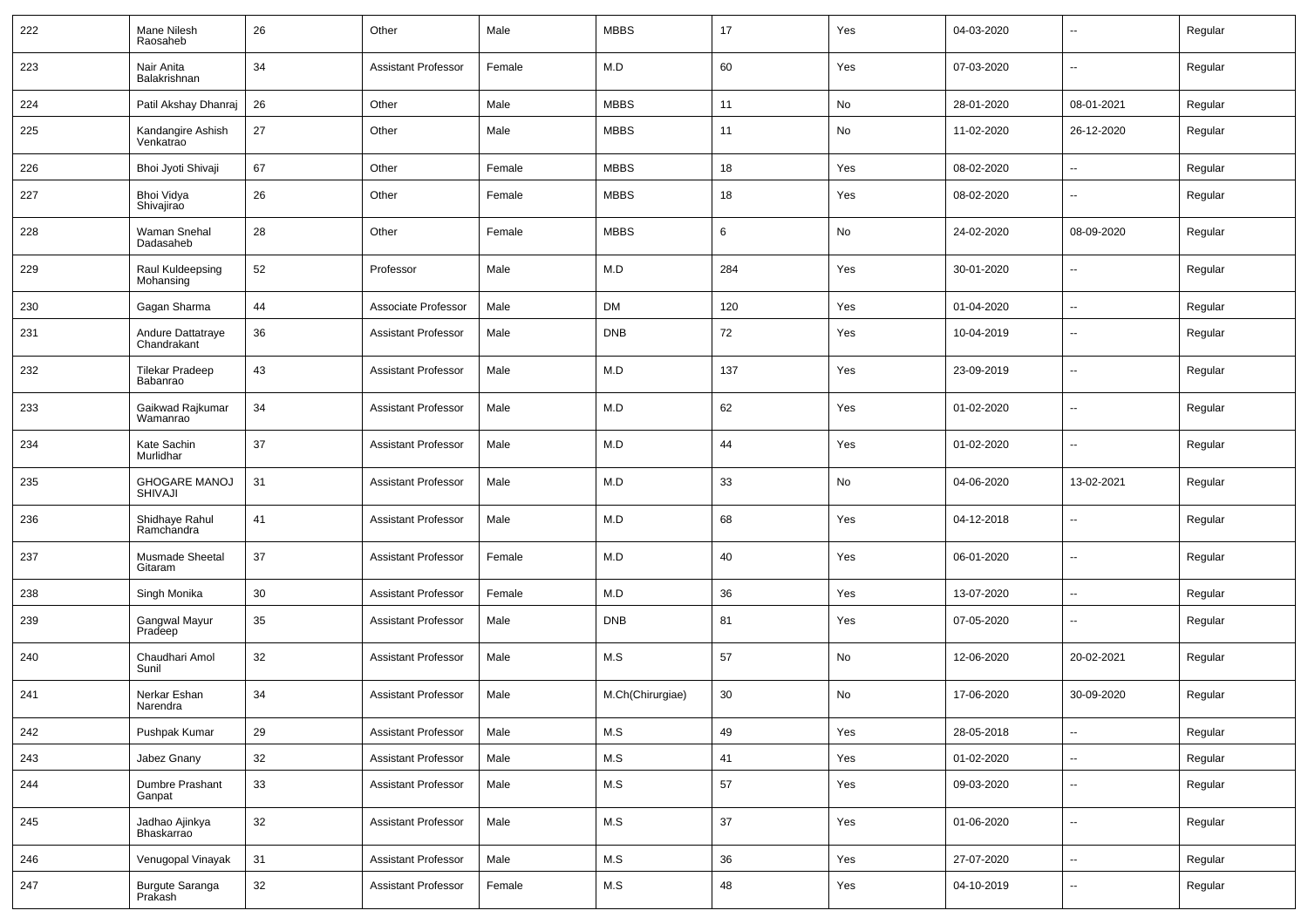| 222 | Mane Nilesh Raosaheb | 26 | Other | Male | MBBS | 17 | Yes | 04-03-2020 | -- | Regular |
|---|---|---|---|---|---|---|---|---|---|---|
| 223 | Nair Anita Balakrishnan | 34 | Assistant Professor | Female | M.D | 60 | Yes | 07-03-2020 | -- | Regular |
| 224 | Patil Akshay Dhanraj | 26 | Other | Male | MBBS | 11 | No | 28-01-2020 | 08-01-2021 | Regular |
| 225 | Kandangire Ashish Venkatrao | 27 | Other | Male | MBBS | 11 | No | 11-02-2020 | 26-12-2020 | Regular |
| 226 | Bhoi Jyoti Shivaji | 67 | Other | Female | MBBS | 18 | Yes | 08-02-2020 | -- | Regular |
| 227 | Bhoi Vidya Shivajirao | 26 | Other | Female | MBBS | 18 | Yes | 08-02-2020 | -- | Regular |
| 228 | Waman Snehal Dadasaheb | 28 | Other | Female | MBBS | 6 | No | 24-02-2020 | 08-09-2020 | Regular |
| 229 | Raul Kuldeepsing Mohansing | 52 | Professor | Male | M.D | 284 | Yes | 30-01-2020 | -- | Regular |
| 230 | Gagan Sharma | 44 | Associate Professor | Male | DM | 120 | Yes | 01-04-2020 | -- | Regular |
| 231 | Andure Dattatraye Chandrakant | 36 | Assistant Professor | Male | DNB | 72 | Yes | 10-04-2019 | -- | Regular |
| 232 | Tilekar Pradeep Babanrao | 43 | Assistant Professor | Male | M.D | 137 | Yes | 23-09-2019 | -- | Regular |
| 233 | Gaikwad Rajkumar Wamanrao | 34 | Assistant Professor | Male | M.D | 62 | Yes | 01-02-2020 | -- | Regular |
| 234 | Kate Sachin Murlidhar | 37 | Assistant Professor | Male | M.D | 44 | Yes | 01-02-2020 | -- | Regular |
| 235 | GHOGARE MANOJ SHIVAJI | 31 | Assistant Professor | Male | M.D | 33 | No | 04-06-2020 | 13-02-2021 | Regular |
| 236 | Shidhaye Rahul Ramchandra | 41 | Assistant Professor | Male | M.D | 68 | Yes | 04-12-2018 | -- | Regular |
| 237 | Musmade Sheetal Gitaram | 37 | Assistant Professor | Female | M.D | 40 | Yes | 06-01-2020 | -- | Regular |
| 238 | Singh Monika | 30 | Assistant Professor | Female | M.D | 36 | Yes | 13-07-2020 | -- | Regular |
| 239 | Gangwal Mayur Pradeep | 35 | Assistant Professor | Male | DNB | 81 | Yes | 07-05-2020 | -- | Regular |
| 240 | Chaudhari Amol Sunil | 32 | Assistant Professor | Male | M.S | 57 | No | 12-06-2020 | 20-02-2021 | Regular |
| 241 | Nerkar Eshan Narendra | 34 | Assistant Professor | Male | M.Ch(Chirurgiae) | 30 | No | 17-06-2020 | 30-09-2020 | Regular |
| 242 | Pushpak Kumar | 29 | Assistant Professor | Male | M.S | 49 | Yes | 28-05-2018 | -- | Regular |
| 243 | Jabez Gnany | 32 | Assistant Professor | Male | M.S | 41 | Yes | 01-02-2020 | -- | Regular |
| 244 | Dumbre Prashant Ganpat | 33 | Assistant Professor | Male | M.S | 57 | Yes | 09-03-2020 | -- | Regular |
| 245 | Jadhao Ajinkya Bhaskarrao | 32 | Assistant Professor | Male | M.S | 37 | Yes | 01-06-2020 | -- | Regular |
| 246 | Venugopal Vinayak | 31 | Assistant Professor | Male | M.S | 36 | Yes | 27-07-2020 | -- | Regular |
| 247 | Burgute Saranga Prakash | 32 | Assistant Professor | Female | M.S | 48 | Yes | 04-10-2019 | -- | Regular |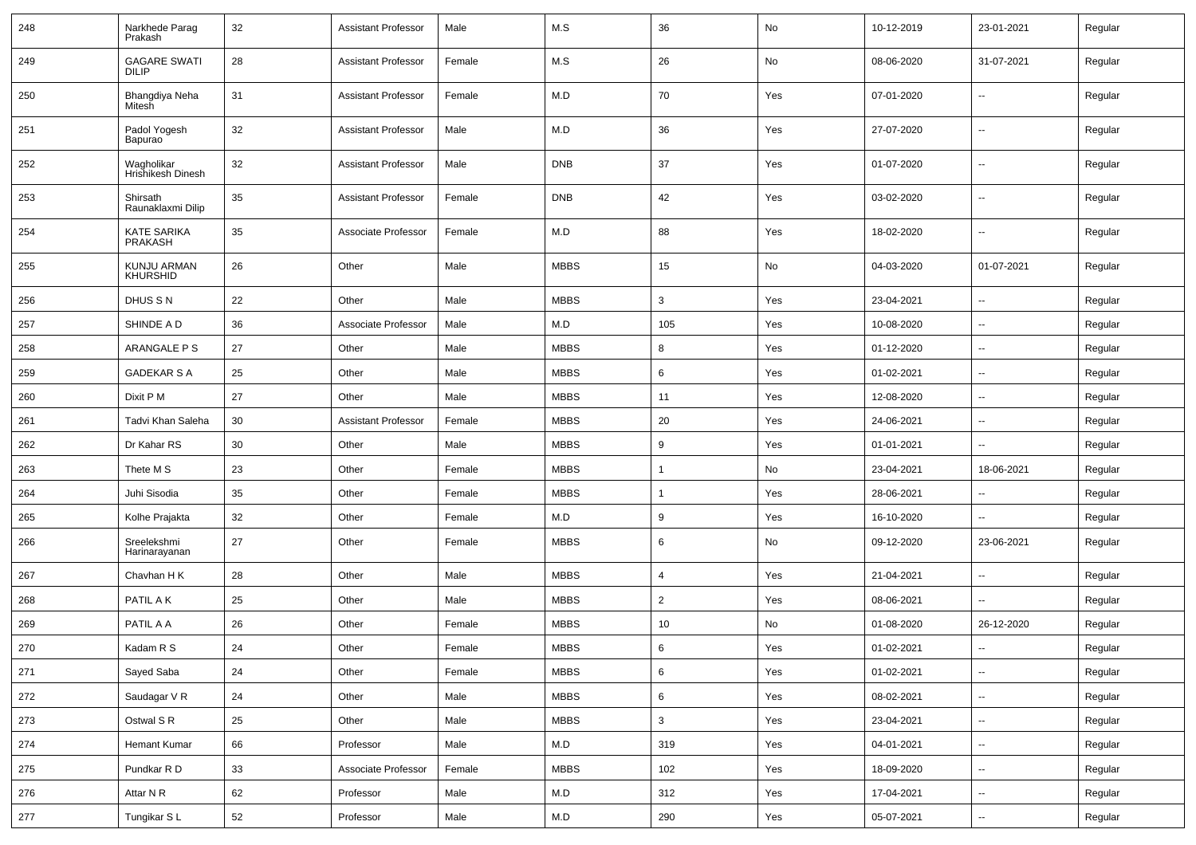| 248 | Narkhede Parag Prakash | 32 | Assistant Professor | Male | M.S | 36 | No | 10-12-2019 | 23-01-2021 | Regular |
|---|---|---|---|---|---|---|---|---|---|---|
| 249 | GAGARE SWATI DILIP | 28 | Assistant Professor | Female | M.S | 26 | No | 08-06-2020 | 31-07-2021 | Regular |
| 250 | Bhangdiya Neha Mitesh | 31 | Assistant Professor | Female | M.D | 70 | Yes | 07-01-2020 | -- | Regular |
| 251 | Padol Yogesh Bapurao | 32 | Assistant Professor | Male | M.D | 36 | Yes | 27-07-2020 | -- | Regular |
| 252 | Wagholikar Hrishikesh Dinesh | 32 | Assistant Professor | Male | DNB | 37 | Yes | 01-07-2020 | -- | Regular |
| 253 | Shirsath Raunaklaxmi Dilip | 35 | Assistant Professor | Female | DNB | 42 | Yes | 03-02-2020 | -- | Regular |
| 254 | KATE SARIKA PRAKASH | 35 | Associate Professor | Female | M.D | 88 | Yes | 18-02-2020 | -- | Regular |
| 255 | KUNJU ARMAN KHURSHID | 26 | Other | Male | MBBS | 15 | No | 04-03-2020 | 01-07-2021 | Regular |
| 256 | DHUS S N | 22 | Other | Male | MBBS | 3 | Yes | 23-04-2021 | -- | Regular |
| 257 | SHINDE A D | 36 | Associate Professor | Male | M.D | 105 | Yes | 10-08-2020 | -- | Regular |
| 258 | ARANGALE P S | 27 | Other | Male | MBBS | 8 | Yes | 01-12-2020 | -- | Regular |
| 259 | GADEKAR S A | 25 | Other | Male | MBBS | 6 | Yes | 01-02-2021 | -- | Regular |
| 260 | Dixit P M | 27 | Other | Male | MBBS | 11 | Yes | 12-08-2020 | -- | Regular |
| 261 | Tadvi Khan Saleha | 30 | Assistant Professor | Female | MBBS | 20 | Yes | 24-06-2021 | -- | Regular |
| 262 | Dr Kahar RS | 30 | Other | Male | MBBS | 9 | Yes | 01-01-2021 | -- | Regular |
| 263 | Thete M S | 23 | Other | Female | MBBS | 1 | No | 23-04-2021 | 18-06-2021 | Regular |
| 264 | Juhi Sisodia | 35 | Other | Female | MBBS | 1 | Yes | 28-06-2021 | -- | Regular |
| 265 | Kolhe Prajakta | 32 | Other | Female | M.D | 9 | Yes | 16-10-2020 | -- | Regular |
| 266 | Sreelekshmi Harinarayanan | 27 | Other | Female | MBBS | 6 | No | 09-12-2020 | 23-06-2021 | Regular |
| 267 | Chavhan H K | 28 | Other | Male | MBBS | 4 | Yes | 21-04-2021 | -- | Regular |
| 268 | PATIL A K | 25 | Other | Male | MBBS | 2 | Yes | 08-06-2021 | -- | Regular |
| 269 | PATIL A A | 26 | Other | Female | MBBS | 10 | No | 01-08-2020 | 26-12-2020 | Regular |
| 270 | Kadam R S | 24 | Other | Female | MBBS | 6 | Yes | 01-02-2021 | -- | Regular |
| 271 | Sayed Saba | 24 | Other | Female | MBBS | 6 | Yes | 01-02-2021 | -- | Regular |
| 272 | Saudagar V R | 24 | Other | Male | MBBS | 6 | Yes | 08-02-2021 | -- | Regular |
| 273 | Ostwal S R | 25 | Other | Male | MBBS | 3 | Yes | 23-04-2021 | -- | Regular |
| 274 | Hemant Kumar | 66 | Professor | Male | M.D | 319 | Yes | 04-01-2021 | -- | Regular |
| 275 | Pundkar R D | 33 | Associate Professor | Female | MBBS | 102 | Yes | 18-09-2020 | -- | Regular |
| 276 | Attar N R | 62 | Professor | Male | M.D | 312 | Yes | 17-04-2021 | -- | Regular |
| 277 | Tungikar S L | 52 | Professor | Male | M.D | 290 | Yes | 05-07-2021 | -- | Regular |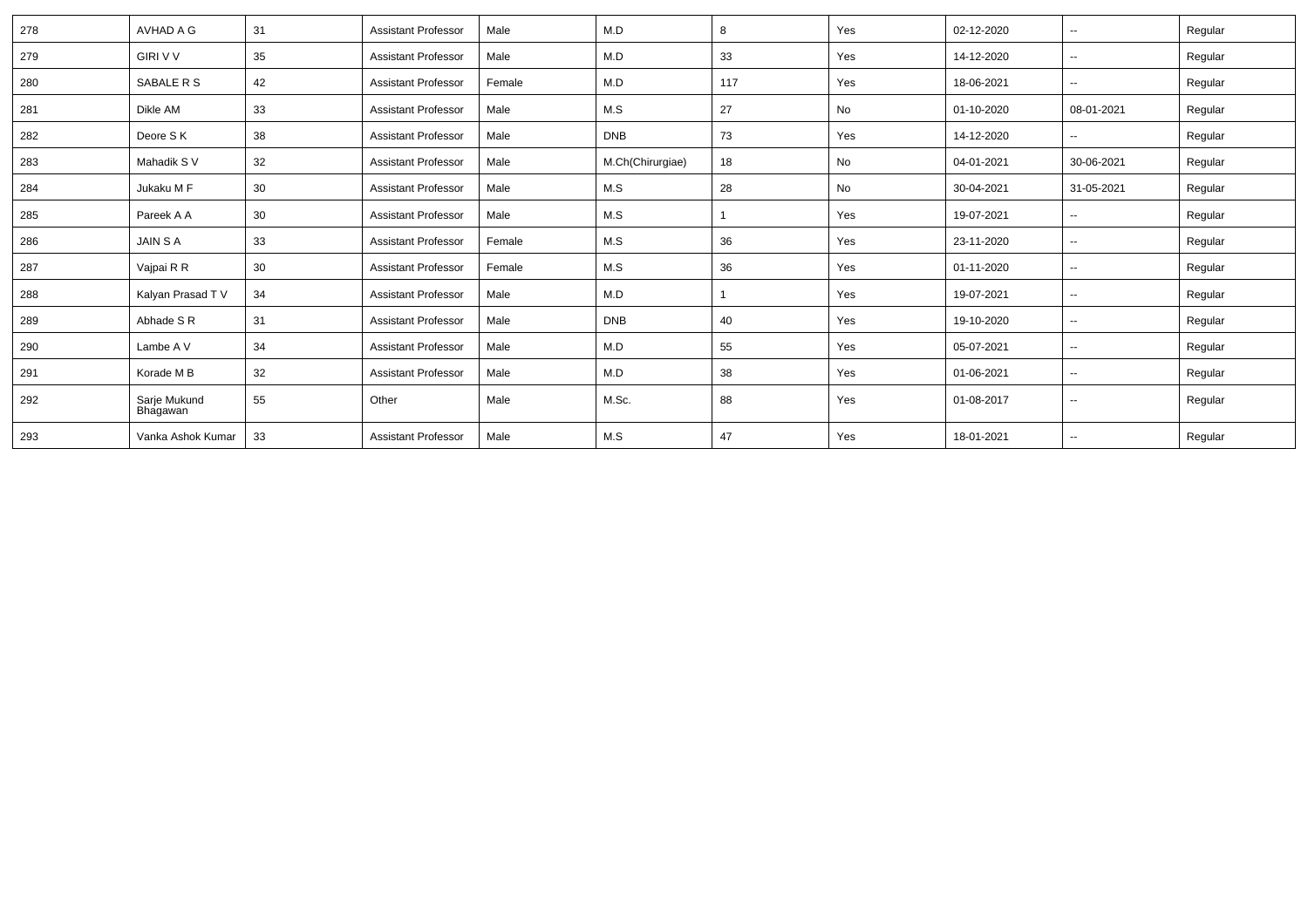| | | | | | | | | | | |
|---|---|---|---|---|---|---|---|---|---|---|
| 278 | AVHAD A G | 31 | Assistant Professor | Male | M.D | 8 | Yes | 02-12-2020 | -- | Regular |
| 279 | GIRI V V | 35 | Assistant Professor | Male | M.D | 33 | Yes | 14-12-2020 | -- | Regular |
| 280 | SABALE R S | 42 | Assistant Professor | Female | M.D | 117 | Yes | 18-06-2021 | -- | Regular |
| 281 | Dikle AM | 33 | Assistant Professor | Male | M.S | 27 | No | 01-10-2020 | 08-01-2021 | Regular |
| 282 | Deore S K | 38 | Assistant Professor | Male | DNB | 73 | Yes | 14-12-2020 | -- | Regular |
| 283 | Mahadik S V | 32 | Assistant Professor | Male | M.Ch(Chirurgiae) | 18 | No | 04-01-2021 | 30-06-2021 | Regular |
| 284 | Jukaku M F | 30 | Assistant Professor | Male | M.S | 28 | No | 30-04-2021 | 31-05-2021 | Regular |
| 285 | Pareek A A | 30 | Assistant Professor | Male | M.S | 1 | Yes | 19-07-2021 | -- | Regular |
| 286 | JAIN S A | 33 | Assistant Professor | Female | M.S | 36 | Yes | 23-11-2020 | -- | Regular |
| 287 | Vajpai R R | 30 | Assistant Professor | Female | M.S | 36 | Yes | 01-11-2020 | -- | Regular |
| 288 | Kalyan Prasad T V | 34 | Assistant Professor | Male | M.D | 1 | Yes | 19-07-2021 | -- | Regular |
| 289 | Abhade S R | 31 | Assistant Professor | Male | DNB | 40 | Yes | 19-10-2020 | -- | Regular |
| 290 | Lambe A V | 34 | Assistant Professor | Male | M.D | 55 | Yes | 05-07-2021 | -- | Regular |
| 291 | Korade M B | 32 | Assistant Professor | Male | M.D | 38 | Yes | 01-06-2021 | -- | Regular |
| 292 | Sarje Mukund Bhagawan | 55 | Other | Male | M.Sc. | 88 | Yes | 01-08-2017 | -- | Regular |
| 293 | Vanka Ashok Kumar | 33 | Assistant Professor | Male | M.S | 47 | Yes | 18-01-2021 | -- | Regular |